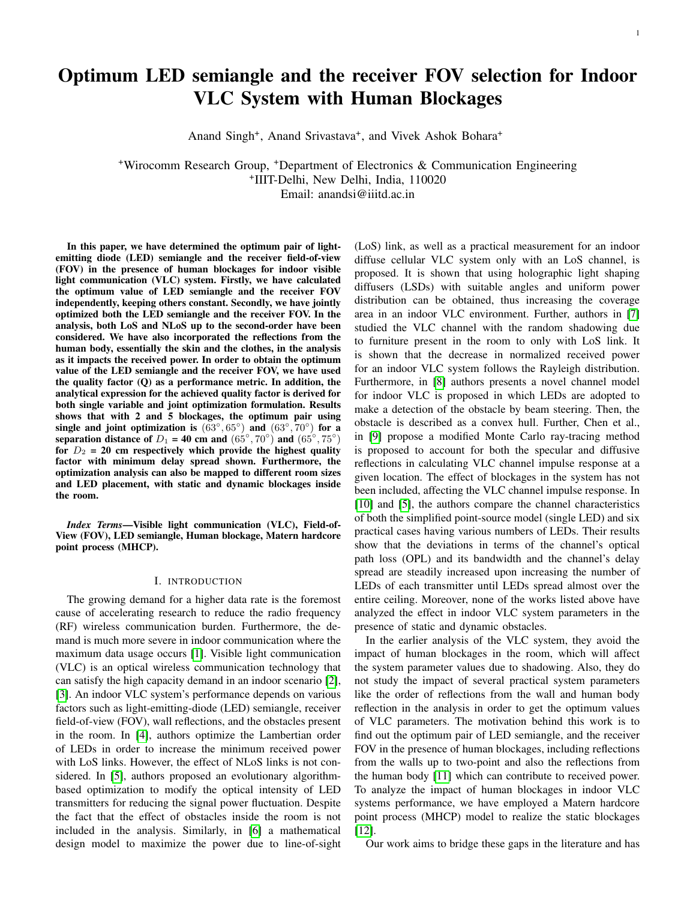# Optimum LED semiangle and the receiver FOV selection for Indoor VLC System with Human Blockages

Anand Singh+, Anand Srivastava+, and Vivek Ashok Bohara+

+Wirocomm Research Group, +Department of Electronics & Communication Engineering
+IIIT-Delhi, New Delhi, India, 110020
Email: anandsi@iiitd.ac.in

**In this paper, we have determined the optimum pair of light-emitting diode (LED) semiangle and the receiver field-of-view (FOV) in the presence of human blockages for indoor visible light communication (VLC) system. Firstly, we have calculated the optimum value of LED semiangle and the receiver FOV independently, keeping others constant. Secondly, we have jointly optimized both the LED semiangle and the receiver FOV. In the analysis, both LoS and NLoS up to the second-order have been considered. We have also incorporated the reflections from the human body, essentially the skin and the clothes, in the analysis as it impacts the received power. In order to obtain the optimum value of the LED semiangle and the receiver FOV, we have used the quality factor (Q) as a performance metric. In addition, the analytical expression for the achieved quality factor is derived for both single variable and joint optimization formulation. Results shows that with 2 and 5 blockages, the optimum pair using single and joint optimization is $(63^{\circ}, 65^{\circ})$ and $(63^{\circ}, 70^{\circ})$ for a separation distance of $D_1$ = 40 cm and $(65^{\circ}, 70^{\circ})$ and $(65^{\circ}, 75^{\circ})$ for $D_2$ = 20 cm respectively which provide the highest quality factor with minimum delay spread shown. Furthermore, the optimization analysis can also be mapped to different room sizes and LED placement, with static and dynamic blockages inside the room.**

***Index Terms*—Visible light communication (VLC), Field-of-View (FOV), LED semiangle, Human blockage, Matern hardcore point process (MHCP).**

## I. INTRODUCTION

The growing demand for a higher data rate is the foremost cause of accelerating research to reduce the radio frequency (RF) wireless communication burden. Furthermore, the demand is much more severe in indoor communication where the maximum data usage occurs [1]. Visible light communication (VLC) is an optical wireless communication technology that can satisfy the high capacity demand in an indoor scenario [2], [3]. An indoor VLC system's performance depends on various factors such as light-emitting-diode (LED) semiangle, receiver field-of-view (FOV), wall reflections, and the obstacles present in the room. In [4], authors optimize the Lambertian order of LEDs in order to increase the minimum received power with LoS links. However, the effect of NLoS links is not considered. In [5], authors proposed an evolutionary algorithm-based optimization to modify the optical intensity of LED transmitters for reducing the signal power fluctuation. Despite the fact that the effect of obstacles inside the room is not included in the analysis. Similarly, in [6] a mathematical design model to maximize the power due to line-of-sight (LoS) link, as well as a practical measurement for an indoor diffuse cellular VLC system only with an LoS channel, is proposed. It is shown that using holographic light shaping diffusers (LSDs) with suitable angles and uniform power distribution can be obtained, thus increasing the coverage area in an indoor VLC environment. Further, authors in [7] studied the VLC channel with the random shadowing due to furniture present in the room to only with LoS link. It is shown that the decrease in normalized received power for an indoor VLC system follows the Rayleigh distribution. Furthermore, in [8] authors presents a novel channel model for indoor VLC is proposed in which LEDs are adopted to make a detection of the obstacle by beam steering. Then, the obstacle is described as a convex hull. Further, Chen et al., in [9] propose a modified Monte Carlo ray-tracing method is proposed to account for both the specular and diffusive reflections in calculating VLC channel impulse response at a given location. The effect of blockages in the system has not been included, affecting the VLC channel impulse response. In [10] and [5], the authors compare the channel characteristics of both the simplified point-source model (single LED) and six practical cases having various numbers of LEDs. Their results show that the deviations in terms of the channel's optical path loss (OPL) and its bandwidth and the channel's delay spread are steadily increased upon increasing the number of LEDs of each transmitter until LEDs spread almost over the entire ceiling. Moreover, none of the works listed above have analyzed the effect in indoor VLC system parameters in the presence of static and dynamic obstacles.

In the earlier analysis of the VLC system, they avoid the impact of human blockages in the room, which will affect the system parameter values due to shadowing. Also, they do not study the impact of several practical system parameters like the order of reflections from the wall and human body reflection in the analysis in order to get the optimum values of VLC parameters. The motivation behind this work is to find out the optimum pair of LED semiangle, and the receiver FOV in the presence of human blockages, including reflections from the walls up to two-point and also the reflections from the human body [11] which can contribute to received power. To analyze the impact of human blockages in indoor VLC systems performance, we have employed a Matern hardcore point process (MHCP) model to realize the static blockages [12].

Our work aims to bridge these gaps in the literature and has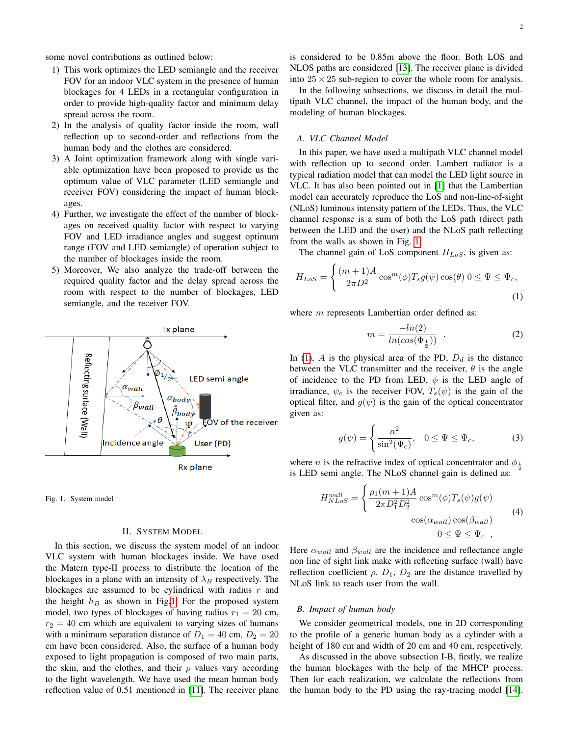some novel contributions as outlined below:

1) This work optimizes the LED semiangle and the receiver FOV for an indoor VLC system in the presence of human blockages for 4 LEDs in a rectangular configuration in order to provide high-quality factor and minimum delay spread across the room.
2) In the analysis of quality factor inside the room, wall reflection up to second-order and reflections from the human body and the clothes are considered.
3) A Joint optimization framework along with single variable optimization have been proposed to provide us the optimum value of VLC parameter (LED semiangle and receiver FOV) considering the impact of human blockages.
4) Further, we investigate the effect of the number of blockages on received quality factor with respect to varying FOV and LED irradiance angles and suggest optimum range (FOV and LED semiangle) of operation subject to the number of blockages inside the room.
5) Moreover, We also analyze the trade-off between the required quality factor and the delay spread across the room with respect to the number of blockages, LED semiangle, and the receiver FOV.

Fig. 1. System model

## II. System Model

In this section, we discuss the system model of an indoor VLC system with human blockages inside. We have used the Matern type-II process to distribute the location of the blockages in a plane with an intensity of $\lambda_B$ respectively. The blockages are assumed to be cylindrical with radius $r$ and the height $h_B$ as shown in Fig 1. For the proposed system model, two types of blockages of having radius $r_1 = 20$ cm, $r_2 = 40$ cm which are equivalent to varying sizes of humans with a minimum separation distance of $D_1 = 40$ cm, $D_2 = 20$ cm have been considered. Also, the surface of a human body exposed to light propagation is composed of two main parts, the skin, and the clothes, and their $\rho$ values vary according to the light wavelength. We have used the mean human body reflection value of 0.51 mentioned in [11]. The receiver plane is considered to be 0.85m above the floor. Both LOS and NLOS paths are considered [13]. The receiver plane is divided into $25 \times 25$ sub-region to cover the whole room for analysis.

In the following subsections, we discuss in detail the multipath VLC channel, the impact of the human body, and the modeling of human blockages.

### A. VLC Channel Model

In this paper, we have used a multipath VLC channel model with reflection up to second order. Lambert radiator is a typical radiation model that can model the LED light source in VLC. It has also been pointed out in [1] that the Lambertian model can accurately reproduce the LoS and non-line-of-sight (NLoS) luminous intensity pattern of the LEDs. Thus, the VLC channel response is a sum of both the LoS path (direct path between the LED and the user) and the NLoS path reflecting from the walls as shown in Fig. 1.

The channel gain of LoS component $H_{LoS}$, is given as:

$$H_{LoS} = \begin{cases} \dfrac{(m+1)A}{2\pi D^2} \cos^m(\phi) T_s g(\psi) \cos(\theta) \; 0 \leq \Psi \leq \Psi_c, \end{cases} \tag{1}$$

where $m$ represents Lambertian order defined as:

$$m = \frac{-ln(2)}{ln(cos(\Phi_{\frac{1}{2}}))} \; . \tag{2}$$

In (1), $A$ is the physical area of the PD, $D_d$ is the distance between the VLC transmitter and the receiver, $\theta$ is the angle of incidence to the PD from LED, $\phi$ is the LED angle of irradiance, $\psi_c$ is the receiver FOV, $T_s(\psi)$ is the gain of the optical filter, and $g(\psi)$ is the gain of the optical concentrator given as:

$$g(\psi) = \begin{cases} \dfrac{n^2}{\sin^2(\Psi_c)}, & 0 \leq \Psi \leq \Psi_c, \end{cases} \tag{3}$$

where $n$ is the refractive index of optical concentrator and $\phi_{\frac{1}{2}}$ is LED semi angle. The NLoS channel gain is defined as:

$$H_{NLoS}^{wall} = \begin{cases} \dfrac{\rho_1(m+1)A}{2\pi D_1^2 D_2^2} \cos^m(\phi) T_s(\psi) g(\psi) \\ \qquad \cos(\alpha_{wall}) \cos(\beta_{wall}) \\ \qquad\qquad 0 \leq \Psi \leq \Psi_c \;, \end{cases} \tag{4}$$

Here $\alpha_{wall}$ and $\beta_{wall}$ are the incidence and reflectance angle non line of sight link make with reflecting surface (wall) have reflection coefficient $\rho$. $D_1$, $D_2$ are the distance travelled by NLoS link to reach user from the wall.

### B. Impact of human body

We consider geometrical models, one in 2D corresponding to the profile of a generic human body as a cylinder with a height of 180 cm and width of 20 cm and 40 cm, respectively.

As discussed in the above subsection I-B, firstly, we realize the human blockages with the help of the MHCP process. Then for each realization, we calculate the reflections from the human body to the PD using the ray-tracing model [14].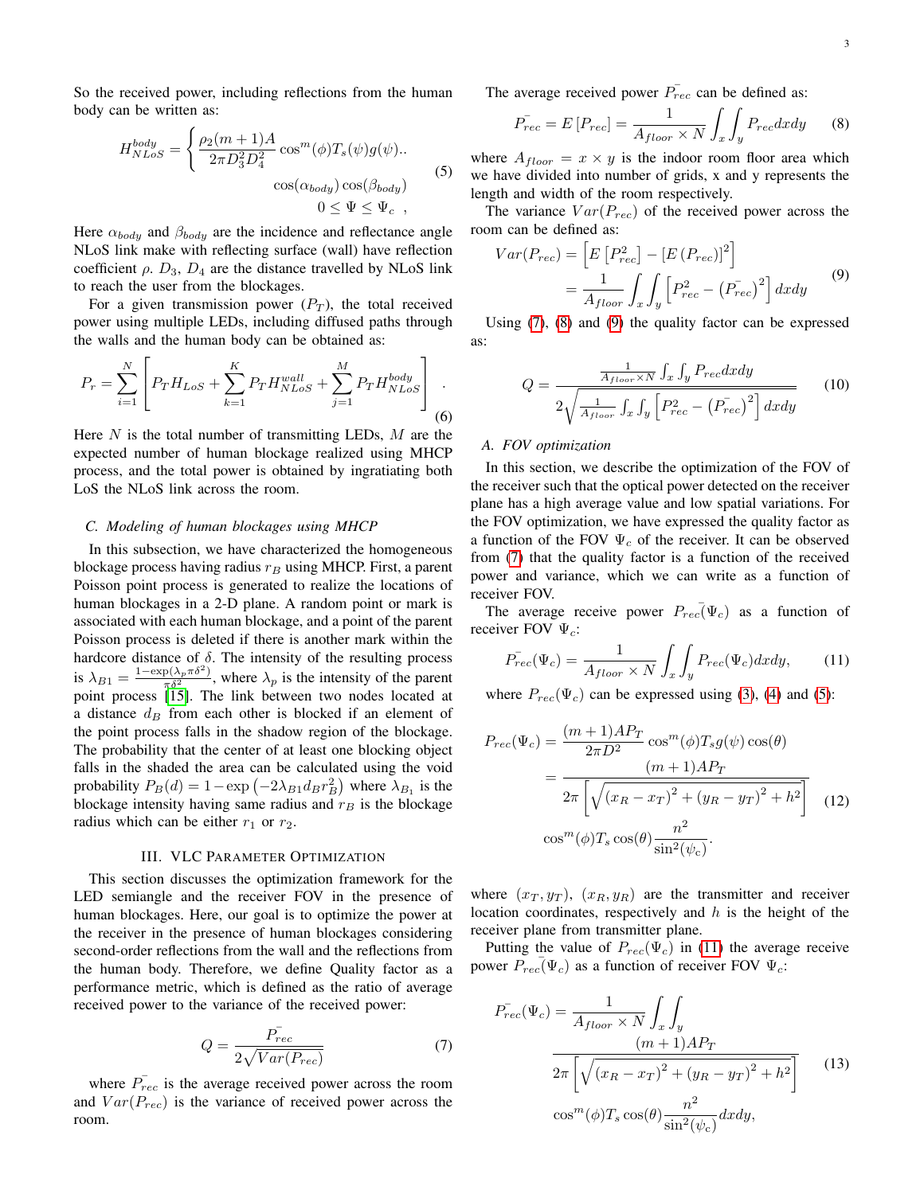So the received power, including reflections from the human body can be written as:

$$H_{NLoS}^{body} = \begin{cases} \frac{\rho_2(m+1)A}{2\pi D_3^2 D_4^2}\cos^m(\phi)T_s(\psi)g(\psi).. \\ \qquad \cos(\alpha_{body})\cos(\beta_{body}) \\ \qquad\qquad 0 \leq \Psi \leq \Psi_c \ , \end{cases} \tag{5}$$

Here $\alpha_{body}$ and $\beta_{body}$ are the incidence and reflectance angle NLoS link make with reflecting surface (wall) have reflection coefficient $\rho$. $D_3$, $D_4$ are the distance travelled by NLoS link to reach the user from the blockages.

For a given transmission power ($P_T$), the total received power using multiple LEDs, including diffused paths through the walls and the human body can be obtained as:

$$P_r = \sum_{i=1}^{N}\left[P_T H_{LoS} + \sum_{k=1}^{K} P_T H_{NLoS}^{wall} + \sum_{j=1}^{M} P_T H_{NLoS}^{body}\right]. \tag{6}$$

Here $N$ is the total number of transmitting LEDs, $M$ are the expected number of human blockage realized using MHCP process, and the total power is obtained by ingratiating both LoS the NLoS link across the room.

### C. Modeling of human blockages using MHCP

In this subsection, we have characterized the homogeneous blockage process having radius $r_B$ using MHCP. First, a parent Poisson point process is generated to realize the locations of human blockages in a 2-D plane. A random point or mark is associated with each human blockage, and a point of the parent Poisson process is deleted if there is another mark within the hardcore distance of $\delta$. The intensity of the resulting process is $\lambda_{B1} = \frac{1-\exp(\lambda_p \pi\delta^2)}{\pi\delta^2}$, where $\lambda_p$ is the intensity of the parent point process [15]. The link between two nodes located at a distance $d_B$ from each other is blocked if an element of the point process falls in the shadow region of the blockage. The probability that the center of at least one blocking object falls in the shaded the area can be calculated using the void probability $P_B(d) = 1 - \exp\left(-2\lambda_{B1} d_B r_B^2\right)$ where $\lambda_{B_1}$ is the blockage intensity having same radius and $r_B$ is the blockage radius which can be either $r_1$ or $r_2$.

## III. VLC Parameter Optimization

This section discusses the optimization framework for the LED semiangle and the receiver FOV in the presence of human blockages. Here, our goal is to optimize the power at the receiver in the presence of human blockages considering second-order reflections from the wall and the reflections from the human body. Therefore, we define Quality factor as a performance metric, which is defined as the ratio of average received power to the variance of the received power:

$$Q = \frac{\bar{P_{rec}}}{2\sqrt{Var(P_{rec})}} \tag{7}$$

where $\bar{P_{rec}}$ is the average received power across the room and $Var(P_{rec})$ is the variance of received power across the room.

The average received power $\bar{P_{rec}}$ can be defined as:

$$\bar{P_{rec}} = E\left[P_{rec}\right] = \frac{1}{A_{floor}\times N}\int_x\int_y P_{rec}\,dxdy \tag{8}$$

where $A_{floor} = x \times y$ is the indoor room floor area which we have divided into number of grids, x and y represents the length and width of the room respectively.

The variance $Var(P_{rec})$ of the received power across the room can be defined as:

$$\begin{aligned} Var(P_{rec}) &= \left[E\left[P_{rec}^2\right] - \left[E\left(P_{rec}\right)\right]^2\right] \\ &= \frac{1}{A_{floor}}\int_x\int_y\left[P_{rec}^2 - \left(\bar{P_{rec}}\right)^2\right]dxdy \end{aligned} \tag{9}$$

Using (7), (8) and (9) the quality factor can be expressed as:

$$Q = \frac{\frac{1}{A_{floor}\times N}\int_x\int_y P_{rec}\,dxdy}{2\sqrt{\frac{1}{A_{floor}}\int_x\int_y\left[P_{rec}^2 - \left(\bar{P_{rec}}\right)^2\right]dxdy}} \tag{10}$$

### A. FOV optimization

In this section, we describe the optimization of the FOV of the receiver such that the optical power detected on the receiver plane has a high average value and low spatial variations. For the FOV optimization, we have expressed the quality factor as a function of the FOV $\Psi_c$ of the receiver. It can be observed from (7) that the quality factor is a function of the received power and variance, which we can write as a function of receiver FOV.

The average receive power $\bar{P_{rec}}(\Psi_c)$ as a function of receiver FOV $\Psi_c$:

$$\bar{P_{rec}}(\Psi_c) = \frac{1}{A_{floor}\times N}\int_x\int_y P_{rec}(\Psi_c)\,dxdy, \tag{11}$$

where $P_{rec}(\Psi_c)$ can be expressed using (3), (4) and (5):

$$\begin{aligned} P_{rec}(\Psi_c) &= \frac{(m+1)AP_T}{2\pi D^2}\cos^m(\phi)T_s g(\psi)\cos(\theta) \\ &= \frac{(m+1)AP_T}{2\pi\left[\sqrt{\left(x_R - x_T\right)^2 + \left(y_R - y_T\right)^2 + h^2}\right]} \\ &\quad \cos^m(\phi)T_s\cos(\theta)\frac{n^2}{\sin^2(\psi_c)}. \end{aligned} \tag{12}$$

where $(x_T, y_T)$, $(x_R, y_R)$ are the transmitter and receiver location coordinates, respectively and $h$ is the height of the receiver plane from transmitter plane.

Putting the value of $P_{rec}(\Psi_c)$ in (11) the average receive power $\bar{P_{rec}}(\Psi_c)$ as a function of receiver FOV $\Psi_c$:

$$\begin{aligned} \bar{P_{rec}}(\Psi_c) = \frac{1}{A_{floor}\times N}\int_x\int_y \\ \frac{(m+1)AP_T}{2\pi\left[\sqrt{\left(x_R - x_T\right)^2 + \left(y_R - y_T\right)^2 + h^2}\right]} \\ \cos^m(\phi)T_s\cos(\theta)\frac{n^2}{\sin^2(\psi_c)}dxdy, \end{aligned} \tag{13}$$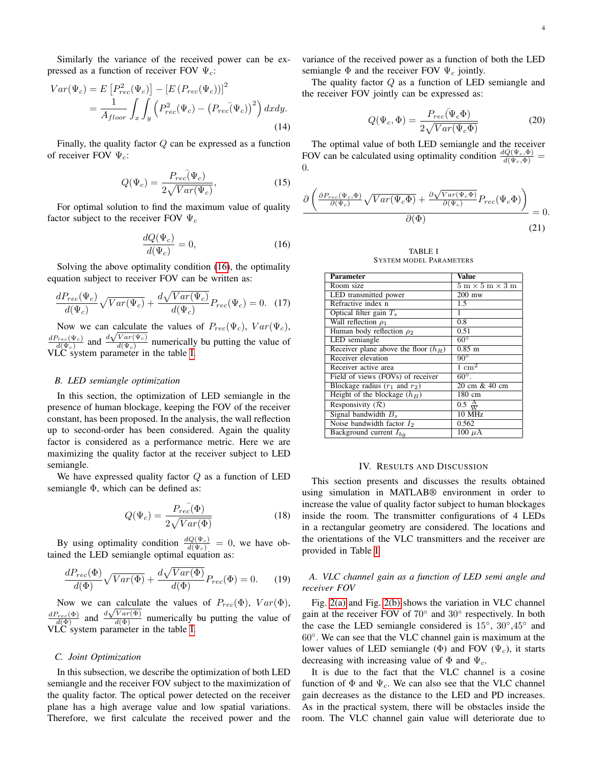Similarly the variance of the received power can be expressed as a function of receiver FOV $\Psi_c$:

$$Var(\Psi_c) = E\left[P_{rec}^2(\Psi_c)\right] - \left[E\left(P_{rec}(\Psi_c)\right)\right]^2 = \frac{1}{A_{floor}} \int_x \int_y \left(P_{rec}^2(\Psi_c) - \left(\bar{P_{rec}}(\Psi_c)\right)^2\right) dxdy. \tag{14}$$

Finally, the quality factor $Q$ can be expressed as a function of receiver FOV $\Psi_c$:

$$Q(\Psi_c) = \frac{\bar{P_{rec}}(\Psi_c)}{2\sqrt{Var(\Psi_c)}}, \tag{15}$$

For optimal solution to find the maximum value of quality factor subject to the receiver FOV $\Psi_c$

$$\frac{dQ(\Psi_c)}{d(\Psi_c)} = 0, \tag{16}$$

Solving the above optimality condition (16), the optimality equation subject to receiver FOV can be written as:

$$\frac{dP_{rec}(\Psi_c)}{d(\Psi_c)}\sqrt{Var(\Psi_c)} + \frac{d\sqrt{Var(\Psi_c)}}{d(\Psi_c)}P_{rec}(\Psi_c) = 0. \tag{17}$$

Now we can calculate the values of $P_{rec}(\Psi_c)$, $Var(\Psi_c)$, $\frac{dP_{rec}(\Psi_c)}{d(\Psi_c)}$ and $\frac{d\sqrt{Var(\Psi_c)}}{d(\Psi_c)}$ numerically bu putting the value of VLC system parameter in the table I.

### B. LED semiangle optimization

In this section, the optimization of LED semiangle in the presence of human blockage, keeping the FOV of the receiver constant, has been proposed. In the analysis, the wall reflection up to second-order has been considered. Again the quality factor is considered as a performance metric. Here we are maximizing the quality factor at the receiver subject to LED semiangle.

We have expressed quality factor $Q$ as a function of LED semiangle $\Phi$, which can be defined as:

$$Q(\Psi_c) = \frac{\bar{P_{rec}}(\Phi)}{2\sqrt{Var(\Phi)}} \tag{18}$$

By using optimality condition $\frac{dQ(\Psi_c)}{d(\Psi_c)} = 0$, we have obtained the LED semiangle optimal equation as:

$$\frac{dP_{rec}(\Phi)}{d(\Phi)}\sqrt{Var(\Phi)} + \frac{d\sqrt{Var(\Phi)}}{d(\Phi)}P_{rec}(\Phi) = 0. \tag{19}$$

Now we can calculate the values of $P_{rec}(\Phi)$, $Var(\Phi)$, $\frac{dP_{rec}(\Phi)}{d(\Phi)}$ and $\frac{d\sqrt{Var(\Phi)}}{d(\Phi)}$ numerically bu putting the value of VLC system parameter in the table I.

### C. Joint Optimization

In this subsection, we describe the optimization of both LED semiangle and the receiver FOV subject to the maximization of the quality factor. The optical power detected on the receiver plane has a high average value and low spatial variations. Therefore, we first calculate the received power and the variance of the received power as a function of both the LED semiangle $\Phi$ and the receiver FOV $\Psi_c$ jointly.

The quality factor $Q$ as a function of LED semiangle and the receiver FOV jointly can be expressed as:

$$Q(\Psi_c, \Phi) = \frac{\bar{P_{rec}}(\Psi_c \Phi)}{2\sqrt{Var(\Psi_c \Phi)}} \tag{20}$$

The optimal value of both LED semiangle and the receiver FOV can be calculated using optimality condition $\frac{dQ(\Psi_c,\Phi)}{d(\Psi_c,\Phi)} = 0$.

$$\frac{\partial\left(\frac{\partial P_{rec}(\Psi_c,\Phi)}{\partial(\Psi_c)}\sqrt{Var(\Psi_c\Phi)} + \frac{\partial\sqrt{Var(\Psi_c\Phi)}}{\partial(\Psi_c)}P_{rec}(\Psi_c\Phi)\right)}{\partial(\Phi)} = 0. \tag{21}$$

TABLE I
SYSTEM MODEL PARAMETERS

| Parameter | Value |
|---|---|
| Room size | 5 m × 5 m × 3 m |
| LED transmitted power | 200 mw |
| Refractive index n | 1.5 |
| Optical filter gain $T_s$ | 1 |
| Wall reflection $\rho_1$ | 0.8 |
| Human body reflection $\rho_2$ | 0.51 |
| LED semiangle | 60° |
| Receiver plane above the floor ($h_R$) | 0.85 m |
| Receiver elevation | 90° |
| Receiver active area | 1 cm$^2$ |
| Field of views (FOVs) of receiver | 60°. |
| Blockage radius ($r_1$ and $r_2$) | 20 cm & 40 cm |
| Height of the blockage ($h_B$) | 180 cm |
| Responsivity ($\mathcal{R}$) | 0.5 $\frac{A}{W}$ |
| Signal bandwidth $B_s$ | 10 MHz |
| Noise bandwidth factor $I_2$ | 0.562 |
| Background current $I_{bg}$ | 100 $\mu$A |

## IV. Results and Discussion

This section presents and discusses the results obtained using simulation in MATLAB® environment in order to increase the value of quality factor subject to human blockages inside the room. The transmitter configurations of 4 LEDs in a rectangular geometry are considered. The locations and the orientations of the VLC transmitters and the receiver are provided in Table I.

### A. VLC channel gain as a function of LED semi angle and receiver FOV

Fig. 2(a) and Fig. 2(b) shows the variation in VLC channel gain at the receiver FOV of 70° and 30° respectively. In both the case the LED semiangle considered is 15°, 30°,45° and 60°. We can see that the VLC channel gain is maximum at the lower values of LED semiangle ($\Phi$) and FOV ($\Psi_c$), it starts decreasing with increasing value of $\Phi$ and $\Psi_c$.

It is due to the fact that the VLC channel is a cosine function of $\Phi$ and $\Psi_c$. We can also see that the VLC channel gain decreases as the distance to the LED and PD increases. As in the practical system, there will be obstacles inside the room. The VLC channel gain value will deteriorate due to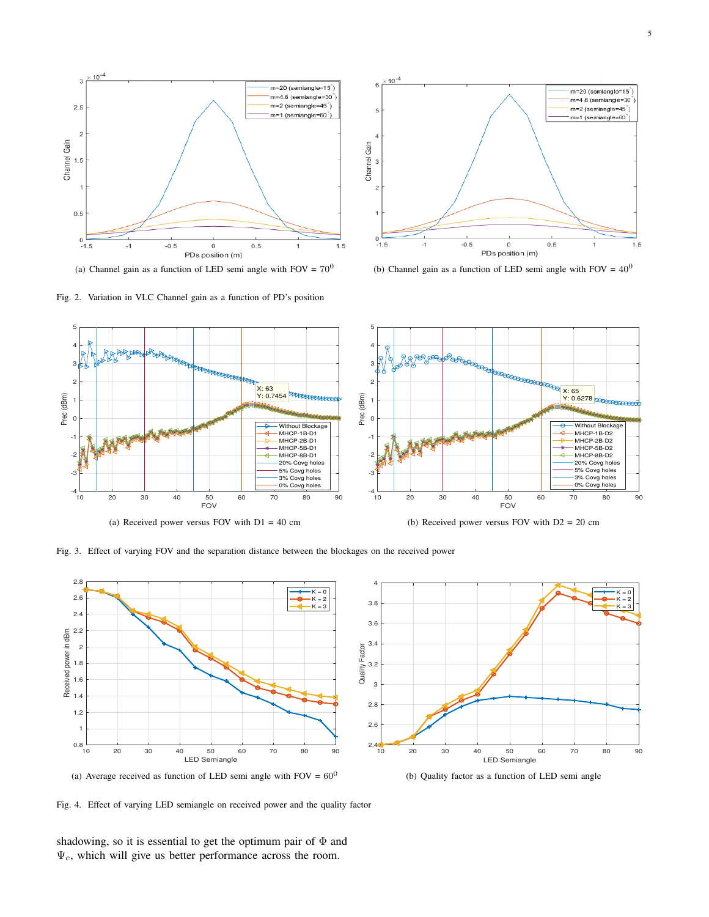(a) Channel gain as a function of LED semi angle with FOV = $70^0$

(b) Channel gain as a function of LED semi angle with FOV = $40^0$

Fig. 2. Variation in VLC Channel gain as a function of PD's position

(a) Received power versus FOV with D1 = 40 cm

(b) Received power versus FOV with D2 = 20 cm

Fig. 3. Effect of varying FOV and the separation distance between the blockages on the received power

(a) Average received as function of LED semi angle with FOV = $60^0$

(b) Quality factor as a function of LED semi angle

Fig. 4. Effect of varying LED semiangle on received power and the quality factor

shadowing, so it is essential to get the optimum pair of $\Phi$ and $\Psi_c$, which will give us better performance across the room.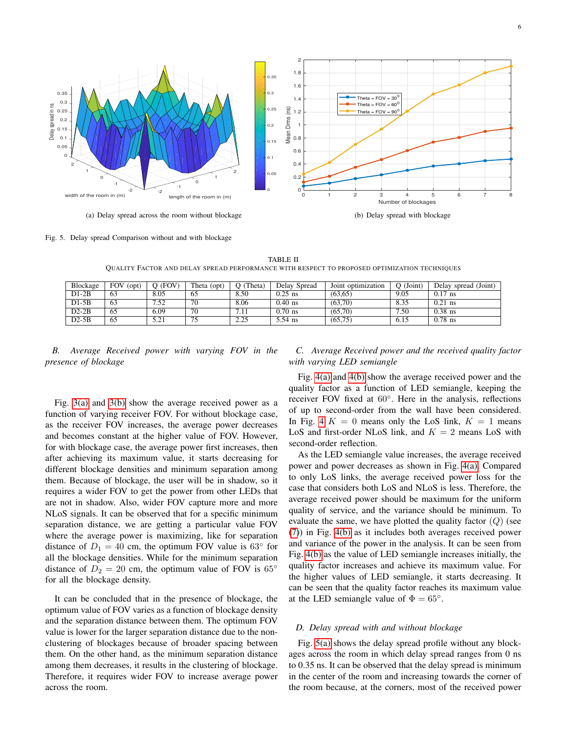(a) Delay spread across the room without blockage

(b) Delay spread with blockage

Fig. 5. Delay spread Comparison without and with blockage

TABLE II
QUALITY FACTOR AND DELAY SPREAD PERFORMANCE WITH RESPECT TO PROPOSED OPTIMIZATION TECHNIQUES

| Blockage | FOV (opt) | Q (FOV) | Theta (opt) | Q (Theta) | Delay Spread | Joint optimization | Q (Joint) | Delay spread (Joint) |
|---|---|---|---|---|---|---|---|---|
| D1-2B | 63 | 8.05 | 65 | 8.50 | 0.25 ns | (63,65) | 9.05 | 0.17 ns |
| D1-5B | 63 | 7.52 | 70 | 8.06 | 0.40 ns | (63,70) | 8.35 | 0.21 ns |
| D2-2B | 65 | 6.09 | 70 | 7.11 | 0.70 ns | (65,70) | 7.50 | 0.38 ns |
| D2-5B | 65 | 5.21 | 75 | 2.25 | 5.54 ns | (65,75) | 6.15 | 0.78 ns |

### *B. Average Received power with varying FOV in the presence of blockage*

Fig. 3(a) and 3(b) show the average received power as a function of varying receiver FOV. For without blockage case, as the receiver FOV increases, the average power decreases and becomes constant at the higher value of FOV. However, for with blockage case, the average power first increases, then after achieving its maximum value, it starts decreasing for different blockage densities and minimum separation among them. Because of blockage, the user will be in shadow, so it requires a wider FOV to get the power from other LEDs that are not in shadow. Also, wider FOV capture more and more NLoS signals. It can be observed that for a specific minimum separation distance, we are getting a particular value FOV where the average power is maximizing, like for separation distance of $D_1 = 40$ cm, the optimum FOV value is $63^\circ$ for all the blockage densities. While for the minimum separation distance of $D_2 = 20$ cm, the optimum value of FOV is $65^\circ$ for all the blockage density.

It can be concluded that in the presence of blockage, the optimum value of FOV varies as a function of blockage density and the separation distance between them. The optimum FOV value is lower for the larger separation distance due to the non-clustering of blockages because of broader spacing between them. On the other hand, as the minimum separation distance among them decreases, it results in the clustering of blockage. Therefore, it requires wider FOV to increase average power across the room.

### *C. Average Received power and the received quality factor with varying LED semiangle*

Fig. 4(a) and 4(b) show the average received power and the quality factor as a function of LED semiangle, keeping the receiver FOV fixed at $60^\circ$. Here in the analysis, reflections of up to second-order from the wall have been considered. In Fig. 4 $K = 0$ means only the LoS link, $K = 1$ means LoS and first-order NLoS link, and $K = 2$ means LoS with second-order reflection.

As the LED semiangle value increases, the average received power and power decreases as shown in Fig. 4(a). Compared to only LoS links, the average received power loss for the case that considers both LoS and NLoS is less. Therefore, the average received power should be maximum for the uniform quality of service, and the variance should be minimum. To evaluate the same, we have plotted the quality factor $(Q)$ (see (7)) in Fig. 4(b) as it includes both averages received power and variance of the power in the analysis. It can be seen from Fig. 4(b) as the value of LED semiangle increases initially, the quality factor increases and achieve its maximum value. For the higher values of LED semiangle, it starts decreasing. It can be seen that the quality factor reaches its maximum value at the LED semiangle value of $\Phi = 65^\circ$.

### *D. Delay spread with and without blockage*

Fig. 5(a) shows the delay spread profile without any blockages across the room in which delay spread ranges from 0 ns to 0.35 ns. It can be observed that the delay spread is minimum in the center of the room and increasing towards the corner of the room because, at the corners, most of the received power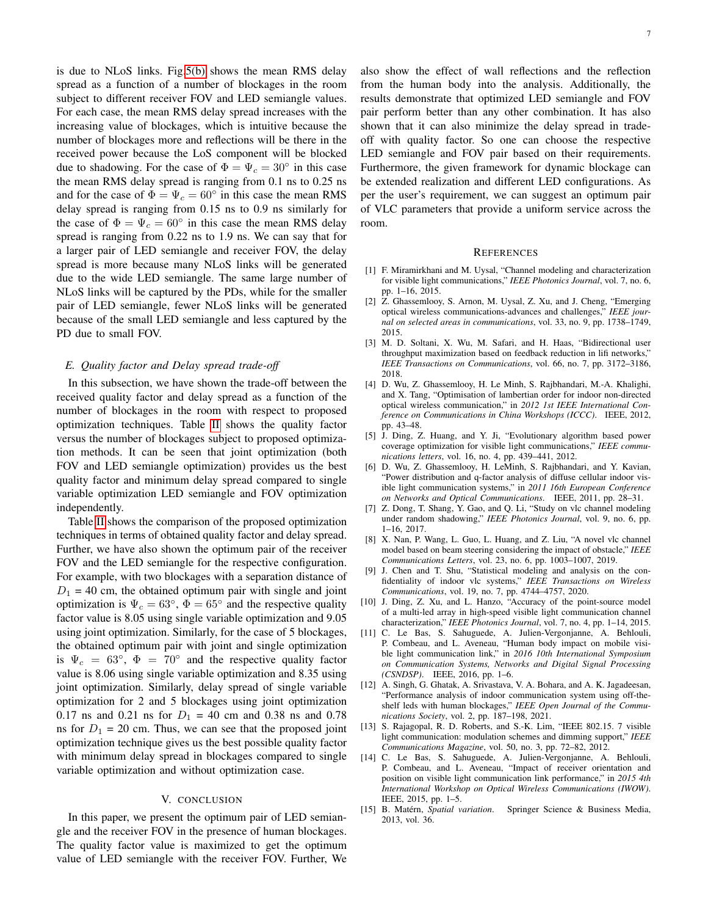is due to NLoS links. Fig.5(b) shows the mean RMS delay spread as a function of a number of blockages in the room subject to different receiver FOV and LED semiangle values. For each case, the mean RMS delay spread increases with the increasing value of blockages, which is intuitive because the number of blockages more and reflections will be there in the received power because the LoS component will be blocked due to shadowing. For the case of $\Phi = \Psi_c = 30^\circ$ in this case the mean RMS delay spread is ranging from 0.1 ns to 0.25 ns and for the case of $\Phi = \Psi_c = 60^\circ$ in this case the mean RMS delay spread is ranging from 0.15 ns to 0.9 ns similarly for the case of $\Phi = \Psi_c = 60^\circ$ in this case the mean RMS delay spread is ranging from 0.22 ns to 1.9 ns. We can say that for a larger pair of LED semiangle and receiver FOV, the delay spread is more because many NLoS links will be generated due to the wide LED semiangle. The same large number of NLoS links will be captured by the PDs, while for the smaller pair of LED semiangle, fewer NLoS links will be generated because of the small LED semiangle and less captured by the PD due to small FOV.

### *E. Quality factor and Delay spread trade-off*

In this subsection, we have shown the trade-off between the received quality factor and delay spread as a function of the number of blockages in the room with respect to proposed optimization techniques. Table II shows the quality factor versus the number of blockages subject to proposed optimization methods. It can be seen that joint optimization (both FOV and LED semiangle optimization) provides us the best quality factor and minimum delay spread compared to single variable optimization LED semiangle and FOV optimization independently.

Table II shows the comparison of the proposed optimization techniques in terms of obtained quality factor and delay spread. Further, we have also shown the optimum pair of the receiver FOV and the LED semiangle for the respective configuration. For example, with two blockages with a separation distance of $D_1$ = 40 cm, the obtained optimum pair with single and joint optimization is $\Psi_c = 63^\circ$, $\Phi = 65^\circ$ and the respective quality factor value is 8.05 using single variable optimization and 9.05 using joint optimization. Similarly, for the case of 5 blockages, the obtained optimum pair with joint and single optimization is $\Psi_c = 63^\circ$, $\Phi = 70^\circ$ and the respective quality factor value is 8.06 using single variable optimization and 8.35 using joint optimization. Similarly, delay spread of single variable optimization for 2 and 5 blockages using joint optimization 0.17 ns and 0.21 ns for $D_1$ = 40 cm and 0.38 ns and 0.78 ns for $D_1$ = 20 cm. Thus, we can see that the proposed joint optimization technique gives us the best possible quality factor with minimum delay spread in blockages compared to single variable optimization and without optimization case.

## V. Conclusion

In this paper, we present the optimum pair of LED semiangle and the receiver FOV in the presence of human blockages. The quality factor value is maximized to get the optimum value of LED semiangle with the receiver FOV. Further, We also show the effect of wall reflections and the reflection from the human body into the analysis. Additionally, the results demonstrate that optimized LED semiangle and FOV pair perform better than any other combination. It has also shown that it can also minimize the delay spread in trade-off with quality factor. So one can choose the respective LED semiangle and FOV pair based on their requirements. Furthermore, the given framework for dynamic blockage can be extended realization and different LED configurations. As per the user's requirement, we can suggest an optimum pair of VLC parameters that provide a uniform service across the room.

## References

[1] F. Miramirkhani and M. Uysal, "Channel modeling and characterization for visible light communications," *IEEE Photonics Journal*, vol. 7, no. 6, pp. 1–16, 2015.

[2] Z. Ghassemlooy, S. Arnon, M. Uysal, Z. Xu, and J. Cheng, "Emerging optical wireless communications-advances and challenges," *IEEE journal on selected areas in communications*, vol. 33, no. 9, pp. 1738–1749, 2015.

[3] M. D. Soltani, X. Wu, M. Safari, and H. Haas, "Bidirectional user throughput maximization based on feedback reduction in lifi networks," *IEEE Transactions on Communications*, vol. 66, no. 7, pp. 3172–3186, 2018.

[4] D. Wu, Z. Ghassemlooy, H. Le Minh, S. Rajbhandari, M.-A. Khalighi, and X. Tang, "Optimisation of lambertian order for indoor non-directed optical wireless communication," in *2012 1st IEEE International Conference on Communications in China Workshops (ICCC)*. IEEE, 2012, pp. 43–48.

[5] J. Ding, Z. Huang, and Y. Ji, "Evolutionary algorithm based power coverage optimization for visible light communications," *IEEE communications letters*, vol. 16, no. 4, pp. 439–441, 2012.

[6] D. Wu, Z. Ghassemlooy, H. LeMinh, S. Rajbhandari, and Y. Kavian, "Power distribution and q-factor analysis of diffuse cellular indoor visible light communication systems," in *2011 16th European Conference on Networks and Optical Communications*. IEEE, 2011, pp. 28–31.

[7] Z. Dong, T. Shang, Y. Gao, and Q. Li, "Study on vlc channel modeling under random shadowing," *IEEE Photonics Journal*, vol. 9, no. 6, pp. 1–16, 2017.

[8] X. Nan, P. Wang, L. Guo, L. Huang, and Z. Liu, "A novel vlc channel model based on beam steering considering the impact of obstacle," *IEEE Communications Letters*, vol. 23, no. 6, pp. 1003–1007, 2019.

[9] J. Chen and T. Shu, "Statistical modeling and analysis on the confidentiality of indoor vlc systems," *IEEE Transactions on Wireless Communications*, vol. 19, no. 7, pp. 4744–4757, 2020.

[10] J. Ding, Z. Xu, and L. Hanzo, "Accuracy of the point-source model of a multi-led array in high-speed visible light communication channel characterization," *IEEE Photonics Journal*, vol. 7, no. 4, pp. 1–14, 2015.

[11] C. Le Bas, S. Sahuguede, A. Julien-Vergonjanne, A. Behlouli, P. Combeau, and L. Aveneau, "Human body impact on mobile visible light communication link," in *2016 10th International Symposium on Communication Systems, Networks and Digital Signal Processing (CSNDSP)*. IEEE, 2016, pp. 1–6.

[12] A. Singh, G. Ghatak, A. Srivastava, V. A. Bohara, and A. K. Jagadeesan, "Performance analysis of indoor communication system using off-the-shelf leds with human blockages," *IEEE Open Journal of the Communications Society*, vol. 2, pp. 187–198, 2021.

[13] S. Rajagopal, R. D. Roberts, and S.-K. Lim, "IEEE 802.15. 7 visible light communication: modulation schemes and dimming support," *IEEE Communications Magazine*, vol. 50, no. 3, pp. 72–82, 2012.

[14] C. Le Bas, S. Sahuguede, A. Julien-Vergonjanne, A. Behlouli, P. Combeau, and L. Aveneau, "Impact of receiver orientation and position on visible light communication link performance," in *2015 4th International Workshop on Optical Wireless Communications (IWOW)*. IEEE, 2015, pp. 1–5.

[15] B. Matérn, *Spatial variation*. Springer Science & Business Media, 2013, vol. 36.